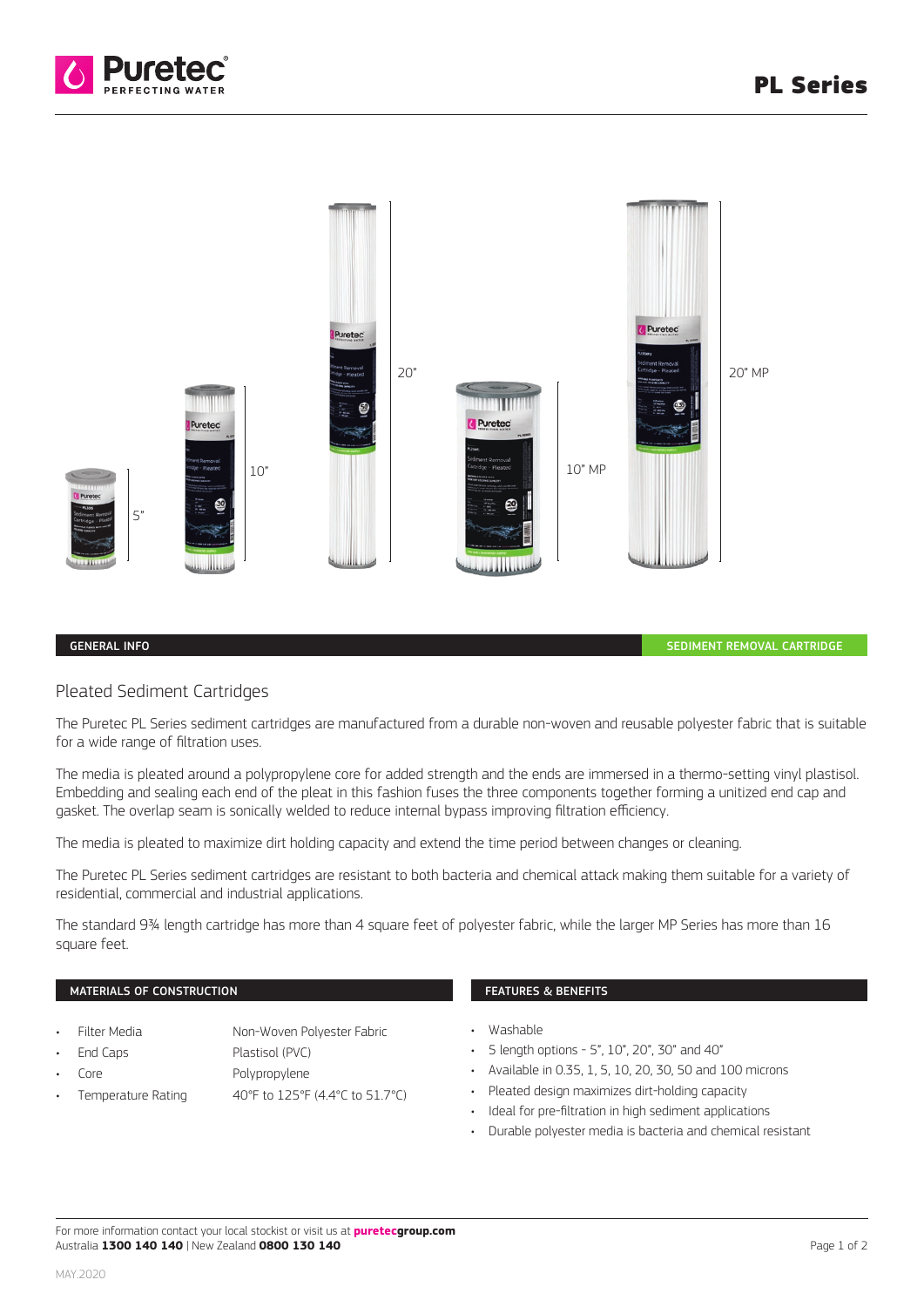# PL Series

GENERAL INFO — SEDIMENT REMOVAL CARTRIDGE

## Pleated Sediment Cartridges

The Puretec PL Series sediment cartridges are manufactured from a durable non-woven and reusable polyester fabric that is suitable for a wide range of filtration uses.

The media is pleated around a polypropylene core for added strength and the ends are immersed in a thermo-setting vinyl plastisol. Embedding and sealing each end of the pleat in this fashion fuses the three components together forming a unitized end cap and gasket. The overlap seam is sonically welded to reduce internal bypass improving filtration efficiency.

The media is pleated to maximize dirt holding capacity and extend the time period between changes or cleaning.

The Puretec PL Series sediment cartridges are resistant to both bacteria and chemical attack making them suitable for a variety of residential, commercial and industrial applications.

The standard 9¾ length cartridge has more than 4 square feet of polyester fabric, while the larger MP Series has more than 16 square feet.

### MATERIALS OF CONSTRUCTION

- Filter Media — Non-Woven Polyester Fabric
- End Caps — Plastisol (PVC)
- Core — Polypropylene
- Temperature Rating — 40°F to 125°F (4.4°C to 51.7°C)

### FEATURES & BENEFITS

- Washable
- 5 length options - 5", 10", 20", 30" and 40"
- Available in 0.35, 1, 5, 10, 20, 30, 50 and 100 microns
- Pleated design maximizes dirt-holding capacity
- Ideal for pre-filtration in high sediment applications
- Durable polyester media is bacteria and chemical resistant

For more information contact your local stockist or visit us at **puretecgroup.com**
Australia **1300 140 140** | New Zealand **0800 130 140**

MAY.2020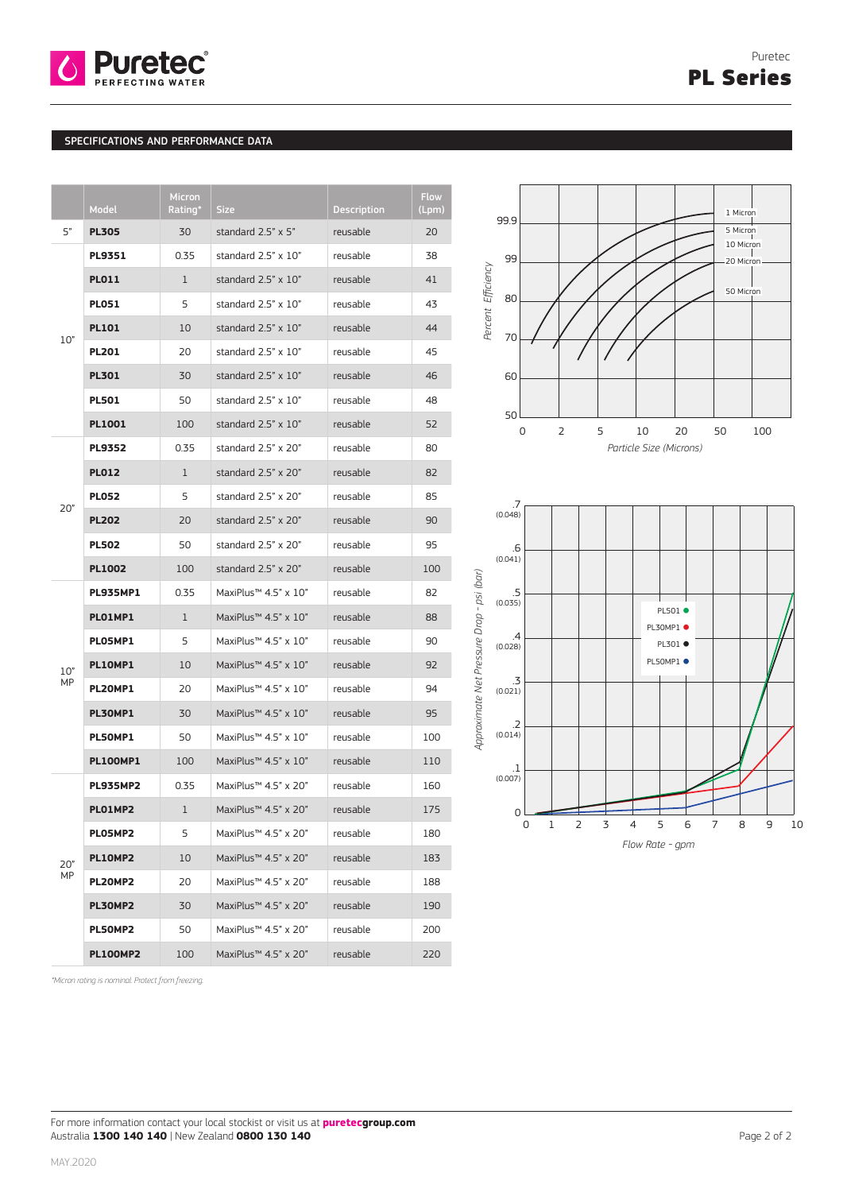Puretec

# PL Series

## SPECIFICATIONS AND PERFORMANCE DATA

| | Model | Micron Rating* | Size | Description | Flow (Lpm) |
|---|---|---|---|---|---|
| 5" | **PL305** | 30 | standard 2.5" x 5" | reusable | 20 |
| 10" | **PL9351** | 0.35 | standard 2.5" x 10" | reusable | 38 |
| | **PL011** | 1 | standard 2.5" x 10" | reusable | 41 |
| | **PL051** | 5 | standard 2.5" x 10" | reusable | 43 |
| | **PL101** | 10 | standard 2.5" x 10" | reusable | 44 |
| | **PL201** | 20 | standard 2.5" x 10" | reusable | 45 |
| | **PL301** | 30 | standard 2.5" x 10" | reusable | 46 |
| | **PL501** | 50 | standard 2.5" x 10" | reusable | 48 |
| | **PL1001** | 100 | standard 2.5" x 10" | reusable | 52 |
| 20" | **PL9352** | 0.35 | standard 2.5" x 20" | reusable | 80 |
| | **PL012** | 1 | standard 2.5" x 20" | reusable | 82 |
| | **PL052** | 5 | standard 2.5" x 20" | reusable | 85 |
| | **PL202** | 20 | standard 2.5" x 20" | reusable | 90 |
| | **PL502** | 50 | standard 2.5" x 20" | reusable | 95 |
| | **PL1002** | 100 | standard 2.5" x 20" | reusable | 100 |
| 10" MP | **PL935MP1** | 0.35 | MaxiPlus™ 4.5" x 10" | reusable | 82 |
| | **PL01MP1** | 1 | MaxiPlus™ 4.5" x 10" | reusable | 88 |
| | **PL05MP1** | 5 | MaxiPlus™ 4.5" x 10" | reusable | 90 |
| | **PL10MP1** | 10 | MaxiPlus™ 4.5" x 10" | reusable | 92 |
| | **PL20MP1** | 20 | MaxiPlus™ 4.5" x 10" | reusable | 94 |
| | **PL30MP1** | 30 | MaxiPlus™ 4.5" x 10" | reusable | 95 |
| | **PL50MP1** | 50 | MaxiPlus™ 4.5" x 10" | reusable | 100 |
| | **PL100MP1** | 100 | MaxiPlus™ 4.5" x 10" | reusable | 110 |
| 20" MP | **PL935MP2** | 0.35 | MaxiPlus™ 4.5" x 20" | reusable | 160 |
| | **PL01MP2** | 1 | MaxiPlus™ 4.5" x 20" | reusable | 175 |
| | **PL05MP2** | 5 | MaxiPlus™ 4.5" x 20" | reusable | 180 |
| | **PL10MP2** | 10 | MaxiPlus™ 4.5" x 20" | reusable | 183 |
| | **PL20MP2** | 20 | MaxiPlus™ 4.5" x 20" | reusable | 188 |
| | **PL30MP2** | 30 | MaxiPlus™ 4.5" x 20" | reusable | 190 |
| | **PL50MP2** | 50 | MaxiPlus™ 4.5" x 20" | reusable | 200 |
| | **PL100MP2** | 100 | MaxiPlus™ 4.5" x 20" | reusable | 220 |

*Micron rating is nominal. Protect from freezing.*

Percent Efficiency

99.9, 99, 80, 70, 60, 50

1 Micron, 5 Micron, 10 Micron, 20 Micron, 50 Micron

0, 2, 5, 10, 20, 50, 100

*Particle Size (Microns)*

Approximate Net Pressure Drop - psi (bar)

.7 (0.048), .6 (0.041), .5 (0.035), .4 (0.028), .3 (0.021), .2 (0.014), .1 (0.007), 0

PL501, PL30MP1, PL301, PL50MP1

0, 1, 2, 3, 4, 5, 6, 7, 8, 9, 10

*Flow Rate - gpm*

For more information contact your local stockist or visit us at **puretecgroup.com**
Australia **1300 140 140** | New Zealand **0800 130 140**

MAY.2020